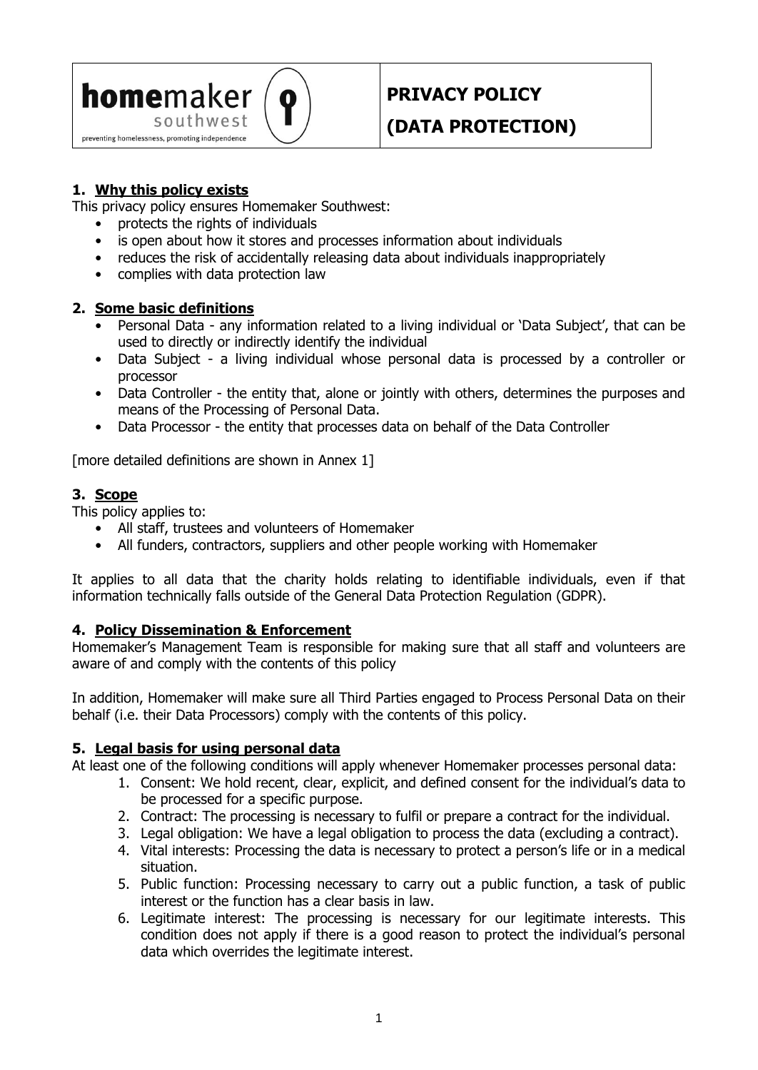homemaker southwest
preventing homelessness, promoting independence

# PRIVACY POLICY (DATA PROTECTION)

## 1. Why this policy exists

This privacy policy ensures Homemaker Southwest:

- protects the rights of individuals
- is open about how it stores and processes information about individuals
- reduces the risk of accidentally releasing data about individuals inappropriately
- complies with data protection law

## 2. Some basic definitions

- Personal Data - any information related to a living individual or 'Data Subject', that can be used to directly or indirectly identify the individual
- Data Subject - a living individual whose personal data is processed by a controller or processor
- Data Controller - the entity that, alone or jointly with others, determines the purposes and means of the Processing of Personal Data.
- Data Processor - the entity that processes data on behalf of the Data Controller

[more detailed definitions are shown in Annex 1]

## 3. Scope

This policy applies to:

- All staff, trustees and volunteers of Homemaker
- All funders, contractors, suppliers and other people working with Homemaker

It applies to all data that the charity holds relating to identifiable individuals, even if that information technically falls outside of the General Data Protection Regulation (GDPR).

## 4. Policy Dissemination & Enforcement

Homemaker's Management Team is responsible for making sure that all staff and volunteers are aware of and comply with the contents of this policy

In addition, Homemaker will make sure all Third Parties engaged to Process Personal Data on their behalf (i.e. their Data Processors) comply with the contents of this policy.

## 5. Legal basis for using personal data

At least one of the following conditions will apply whenever Homemaker processes personal data:

1. Consent: We hold recent, clear, explicit, and defined consent for the individual's data to be processed for a specific purpose.
2. Contract: The processing is necessary to fulfil or prepare a contract for the individual.
3. Legal obligation: We have a legal obligation to process the data (excluding a contract).
4. Vital interests: Processing the data is necessary to protect a person's life or in a medical situation.
5. Public function: Processing necessary to carry out a public function, a task of public interest or the function has a clear basis in law.
6. Legitimate interest: The processing is necessary for our legitimate interests. This condition does not apply if there is a good reason to protect the individual's personal data which overrides the legitimate interest.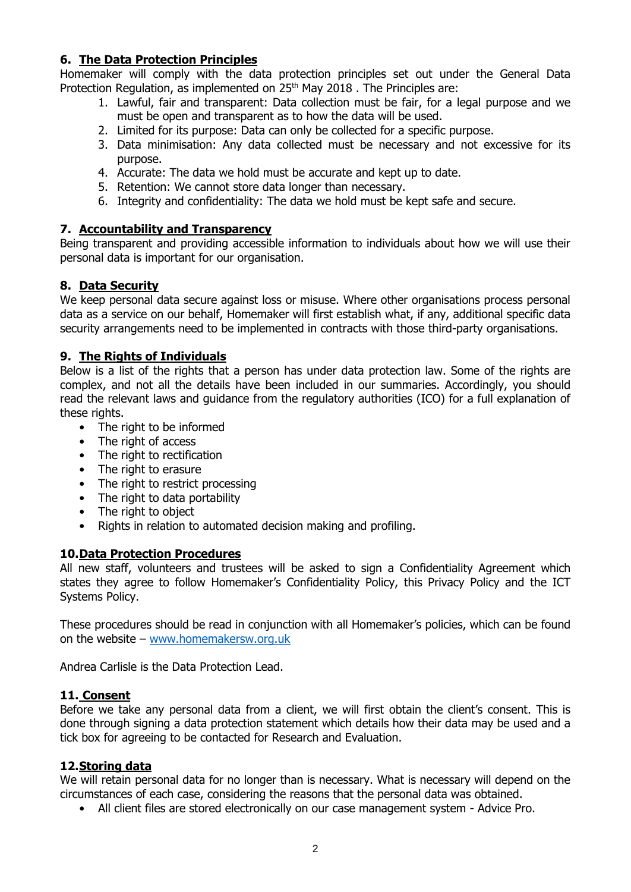## 6. The Data Protection Principles

Homemaker will comply with the data protection principles set out under the General Data Protection Regulation, as implemented on 25th May 2018 . The Principles are:

1. Lawful, fair and transparent: Data collection must be fair, for a legal purpose and we must be open and transparent as to how the data will be used.
2. Limited for its purpose: Data can only be collected for a specific purpose.
3. Data minimisation: Any data collected must be necessary and not excessive for its purpose.
4. Accurate: The data we hold must be accurate and kept up to date.
5. Retention: We cannot store data longer than necessary.
6. Integrity and confidentiality: The data we hold must be kept safe and secure.

## 7. Accountability and Transparency

Being transparent and providing accessible information to individuals about how we will use their personal data is important for our organisation.

## 8. Data Security

We keep personal data secure against loss or misuse. Where other organisations process personal data as a service on our behalf, Homemaker will first establish what, if any, additional specific data security arrangements need to be implemented in contracts with those third-party organisations.

## 9. The Rights of Individuals

Below is a list of the rights that a person has under data protection law. Some of the rights are complex, and not all the details have been included in our summaries. Accordingly, you should read the relevant laws and guidance from the regulatory authorities (ICO) for a full explanation of these rights.

- The right to be informed
- The right of access
- The right to rectification
- The right to erasure
- The right to restrict processing
- The right to data portability
- The right to object
- Rights in relation to automated decision making and profiling.

## 10. Data Protection Procedures

All new staff, volunteers and trustees will be asked to sign a Confidentiality Agreement which states they agree to follow Homemaker's Confidentiality Policy, this Privacy Policy and the ICT Systems Policy.

These procedures should be read in conjunction with all Homemaker's policies, which can be found on the website – [www.homemakersw.org.uk](http://www.homemakersw.org.uk)

Andrea Carlisle is the Data Protection Lead.

## 11. Consent

Before we take any personal data from a client, we will first obtain the client's consent. This is done through signing a data protection statement which details how their data may be used and a tick box for agreeing to be contacted for Research and Evaluation.

## 12. Storing data

We will retain personal data for no longer than is necessary. What is necessary will depend on the circumstances of each case, considering the reasons that the personal data was obtained.

- All client files are stored electronically on our case management system - Advice Pro.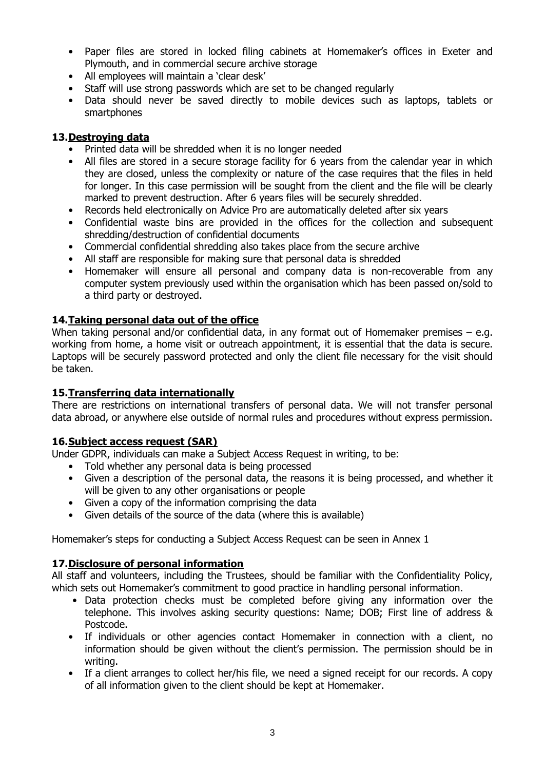- Paper files are stored in locked filing cabinets at Homemaker's offices in Exeter and Plymouth, and in commercial secure archive storage
- All employees will maintain a 'clear desk'
- Staff will use strong passwords which are set to be changed regularly
- Data should never be saved directly to mobile devices such as laptops, tablets or smartphones

## 13. Destroying data

- Printed data will be shredded when it is no longer needed
- All files are stored in a secure storage facility for 6 years from the calendar year in which they are closed, unless the complexity or nature of the case requires that the files in held for longer. In this case permission will be sought from the client and the file will be clearly marked to prevent destruction. After 6 years files will be securely shredded.
- Records held electronically on Advice Pro are automatically deleted after six years
- Confidential waste bins are provided in the offices for the collection and subsequent shredding/destruction of confidential documents
- Commercial confidential shredding also takes place from the secure archive
- All staff are responsible for making sure that personal data is shredded
- Homemaker will ensure all personal and company data is non-recoverable from any computer system previously used within the organisation which has been passed on/sold to a third party or destroyed.

## 14. Taking personal data out of the office

When taking personal and/or confidential data, in any format out of Homemaker premises – e.g. working from home, a home visit or outreach appointment, it is essential that the data is secure. Laptops will be securely password protected and only the client file necessary for the visit should be taken.

## 15. Transferring data internationally

There are restrictions on international transfers of personal data. We will not transfer personal data abroad, or anywhere else outside of normal rules and procedures without express permission.

## 16. Subject access request (SAR)

Under GDPR, individuals can make a Subject Access Request in writing, to be:

- Told whether any personal data is being processed
- Given a description of the personal data, the reasons it is being processed, and whether it will be given to any other organisations or people
- Given a copy of the information comprising the data
- Given details of the source of the data (where this is available)

Homemaker's steps for conducting a Subject Access Request can be seen in Annex 1

## 17. Disclosure of personal information

All staff and volunteers, including the Trustees, should be familiar with the Confidentiality Policy, which sets out Homemaker's commitment to good practice in handling personal information.

- Data protection checks must be completed before giving any information over the telephone. This involves asking security questions: Name; DOB; First line of address & Postcode.
- If individuals or other agencies contact Homemaker in connection with a client, no information should be given without the client's permission. The permission should be in writing.
- If a client arranges to collect her/his file, we need a signed receipt for our records. A copy of all information given to the client should be kept at Homemaker.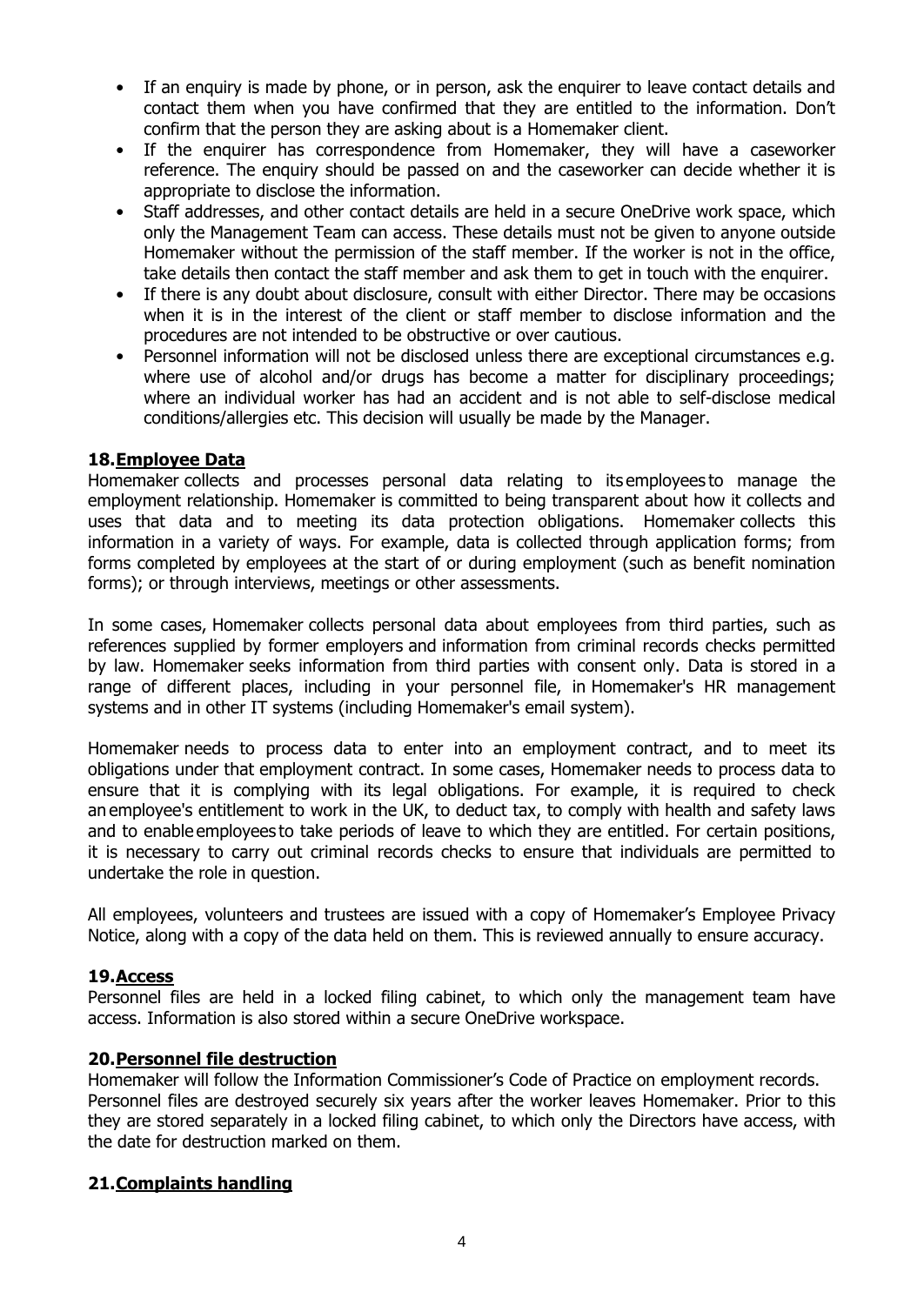- If an enquiry is made by phone, or in person, ask the enquirer to leave contact details and contact them when you have confirmed that they are entitled to the information. Don't confirm that the person they are asking about is a Homemaker client.
- If the enquirer has correspondence from Homemaker, they will have a caseworker reference. The enquiry should be passed on and the caseworker can decide whether it is appropriate to disclose the information.
- Staff addresses, and other contact details are held in a secure OneDrive work space, which only the Management Team can access. These details must not be given to anyone outside Homemaker without the permission of the staff member. If the worker is not in the office, take details then contact the staff member and ask them to get in touch with the enquirer.
- If there is any doubt about disclosure, consult with either Director. There may be occasions when it is in the interest of the client or staff member to disclose information and the procedures are not intended to be obstructive or over cautious.
- Personnel information will not be disclosed unless there are exceptional circumstances e.g. where use of alcohol and/or drugs has become a matter for disciplinary proceedings; where an individual worker has had an accident and is not able to self-disclose medical conditions/allergies etc. This decision will usually be made by the Manager.

## 18. Employee Data

Homemaker collects and processes personal data relating to its employees to manage the employment relationship. Homemaker is committed to being transparent about how it collects and uses that data and to meeting its data protection obligations. Homemaker collects this information in a variety of ways. For example, data is collected through application forms; from forms completed by employees at the start of or during employment (such as benefit nomination forms); or through interviews, meetings or other assessments.

In some cases, Homemaker collects personal data about employees from third parties, such as references supplied by former employers and information from criminal records checks permitted by law. Homemaker seeks information from third parties with consent only. Data is stored in a range of different places, including in your personnel file, in Homemaker's HR management systems and in other IT systems (including Homemaker's email system).

Homemaker needs to process data to enter into an employment contract, and to meet its obligations under that employment contract. In some cases, Homemaker needs to process data to ensure that it is complying with its legal obligations. For example, it is required to check an employee's entitlement to work in the UK, to deduct tax, to comply with health and safety laws and to enable employees to take periods of leave to which they are entitled. For certain positions, it is necessary to carry out criminal records checks to ensure that individuals are permitted to undertake the role in question.

All employees, volunteers and trustees are issued with a copy of Homemaker's Employee Privacy Notice, along with a copy of the data held on them. This is reviewed annually to ensure accuracy.

## 19. Access

Personnel files are held in a locked filing cabinet, to which only the management team have access. Information is also stored within a secure OneDrive workspace.

## 20. Personnel file destruction

Homemaker will follow the Information Commissioner's Code of Practice on employment records. Personnel files are destroyed securely six years after the worker leaves Homemaker. Prior to this they are stored separately in a locked filing cabinet, to which only the Directors have access, with the date for destruction marked on them.

## 21. Complaints handling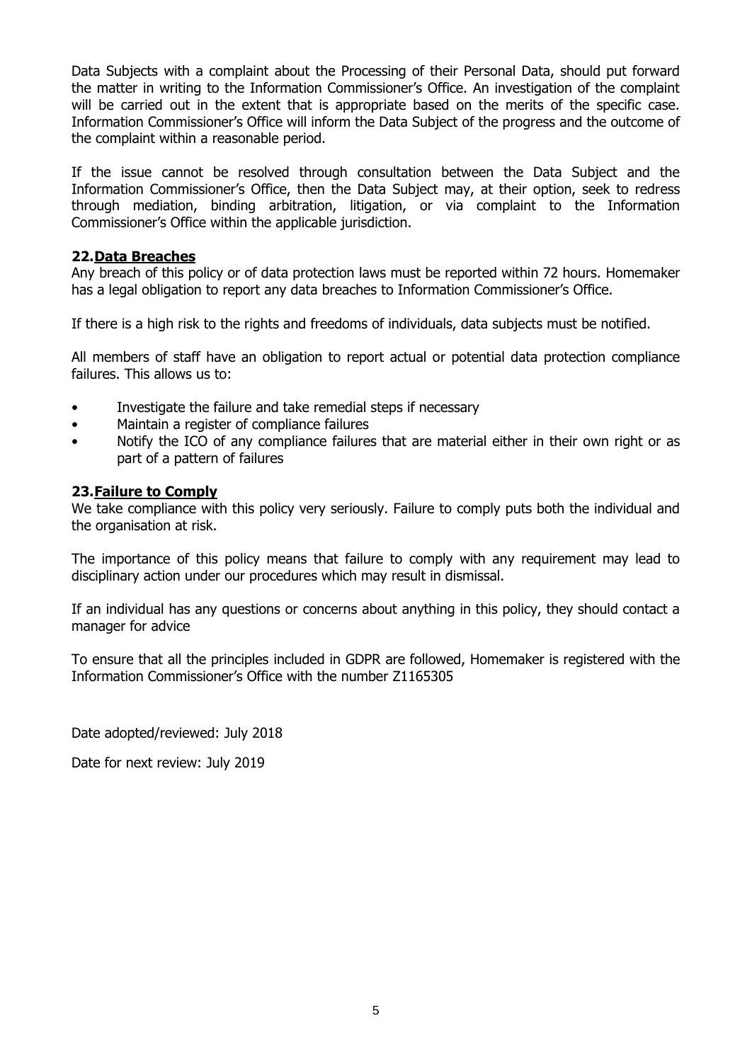Data Subjects with a complaint about the Processing of their Personal Data, should put forward the matter in writing to the Information Commissioner's Office. An investigation of the complaint will be carried out in the extent that is appropriate based on the merits of the specific case. Information Commissioner's Office will inform the Data Subject of the progress and the outcome of the complaint within a reasonable period.

If the issue cannot be resolved through consultation between the Data Subject and the Information Commissioner's Office, then the Data Subject may, at their option, seek to redress through mediation, binding arbitration, litigation, or via complaint to the Information Commissioner's Office within the applicable jurisdiction.

## 22. Data Breaches

Any breach of this policy or of data protection laws must be reported within 72 hours. Homemaker has a legal obligation to report any data breaches to Information Commissioner's Office.

If there is a high risk to the rights and freedoms of individuals, data subjects must be notified.

All members of staff have an obligation to report actual or potential data protection compliance failures. This allows us to:

- Investigate the failure and take remedial steps if necessary
- Maintain a register of compliance failures
- Notify the ICO of any compliance failures that are material either in their own right or as part of a pattern of failures

## 23. Failure to Comply

We take compliance with this policy very seriously. Failure to comply puts both the individual and the organisation at risk.

The importance of this policy means that failure to comply with any requirement may lead to disciplinary action under our procedures which may result in dismissal.

If an individual has any questions or concerns about anything in this policy, they should contact a manager for advice

To ensure that all the principles included in GDPR are followed, Homemaker is registered with the Information Commissioner's Office with the number Z1165305

Date adopted/reviewed: July 2018

Date for next review: July 2019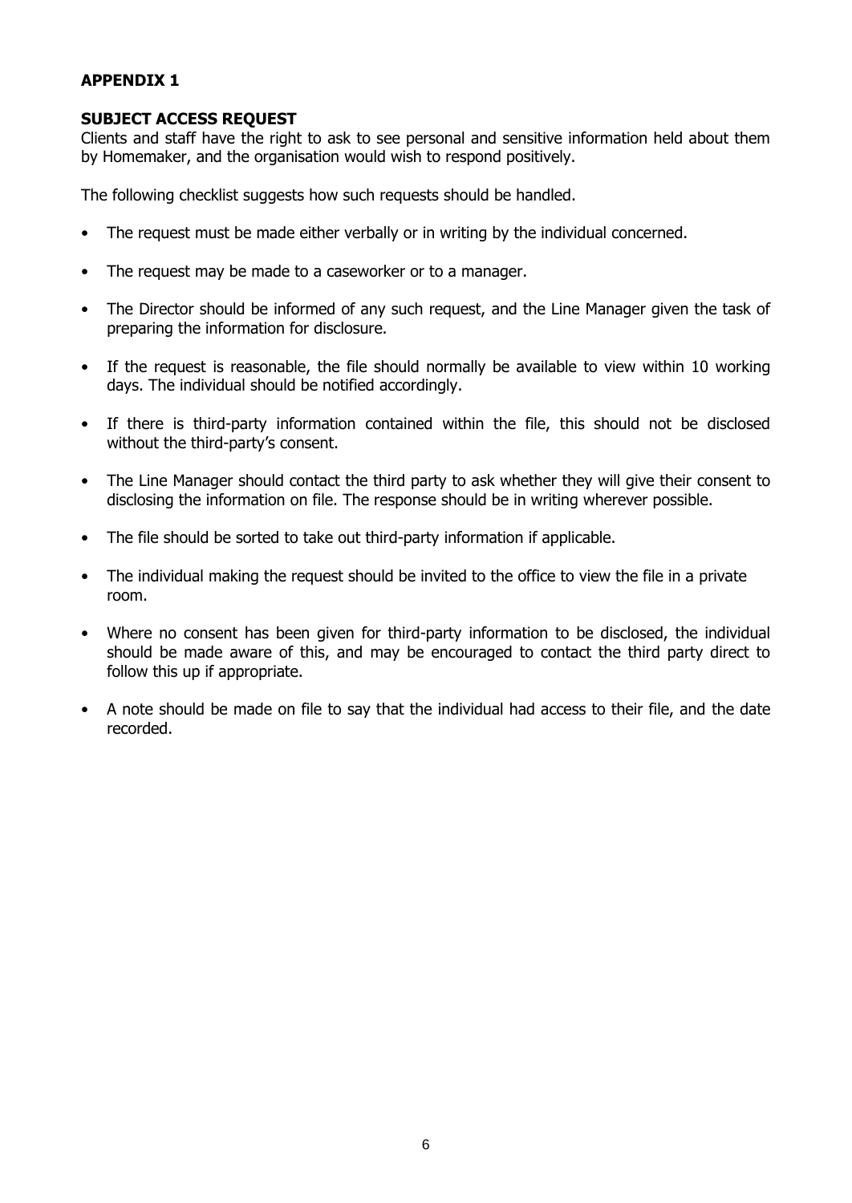## APPENDIX 1

### SUBJECT ACCESS REQUEST

Clients and staff have the right to ask to see personal and sensitive information held about them by Homemaker, and the organisation would wish to respond positively.

The following checklist suggests how such requests should be handled.

- The request must be made either verbally or in writing by the individual concerned.
- The request may be made to a caseworker or to a manager.
- The Director should be informed of any such request, and the Line Manager given the task of preparing the information for disclosure.
- If the request is reasonable, the file should normally be available to view within 10 working days. The individual should be notified accordingly.
- If there is third-party information contained within the file, this should not be disclosed without the third-party's consent.
- The Line Manager should contact the third party to ask whether they will give their consent to disclosing the information on file. The response should be in writing wherever possible.
- The file should be sorted to take out third-party information if applicable.
- The individual making the request should be invited to the office to view the file in a private room.
- Where no consent has been given for third-party information to be disclosed, the individual should be made aware of this, and may be encouraged to contact the third party direct to follow this up if appropriate.
- A note should be made on file to say that the individual had access to their file, and the date recorded.